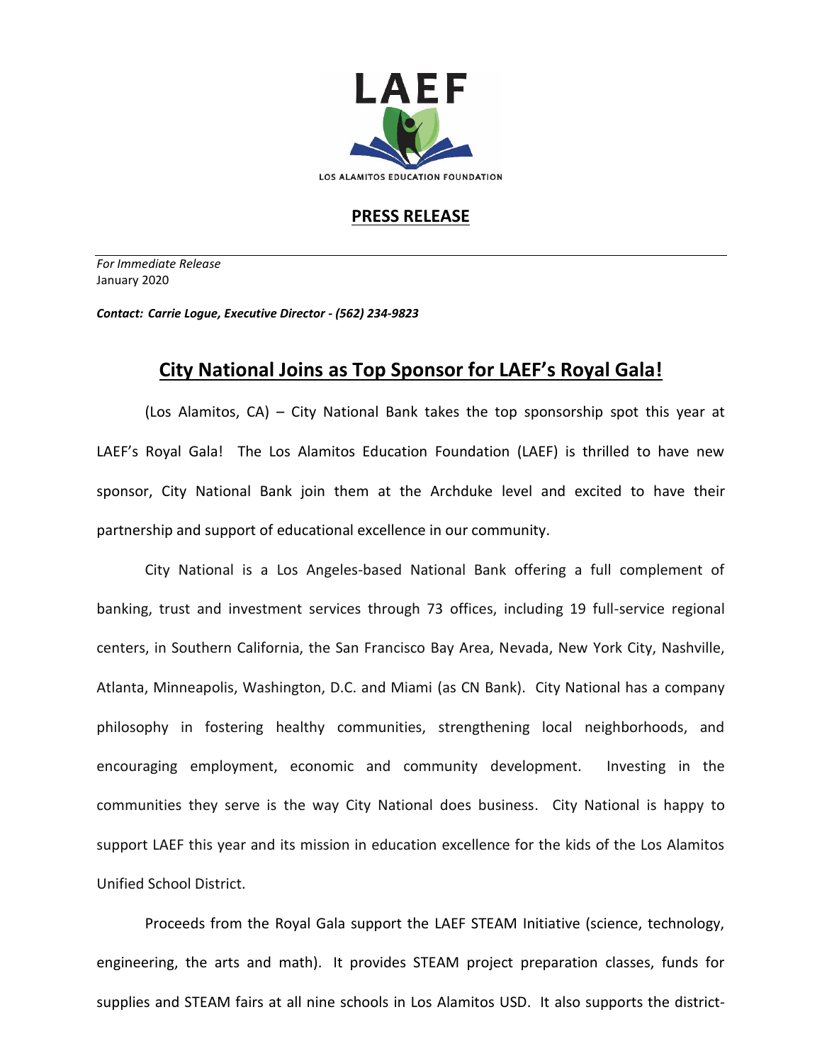LAEF

LOS ALAMITOS EDUCATION FOUNDATION

## PRESS RELEASE

*For Immediate Release*
January 2020

***Contact: Carrie Logue, Executive Director - (562) 234-9823***

# City National Joins as Top Sponsor for LAEF's Royal Gala!

(Los Alamitos, CA) – City National Bank takes the top sponsorship spot this year at LAEF's Royal Gala! The Los Alamitos Education Foundation (LAEF) is thrilled to have new sponsor, City National Bank join them at the Archduke level and excited to have their partnership and support of educational excellence in our community.

City National is a Los Angeles-based National Bank offering a full complement of banking, trust and investment services through 73 offices, including 19 full-service regional centers, in Southern California, the San Francisco Bay Area, Nevada, New York City, Nashville, Atlanta, Minneapolis, Washington, D.C. and Miami (as CN Bank). City National has a company philosophy in fostering healthy communities, strengthening local neighborhoods, and encouraging employment, economic and community development. Investing in the communities they serve is the way City National does business. City National is happy to support LAEF this year and its mission in education excellence for the kids of the Los Alamitos Unified School District.

Proceeds from the Royal Gala support the LAEF STEAM Initiative (science, technology, engineering, the arts and math). It provides STEAM project preparation classes, funds for supplies and STEAM fairs at all nine schools in Los Alamitos USD. It also supports the district-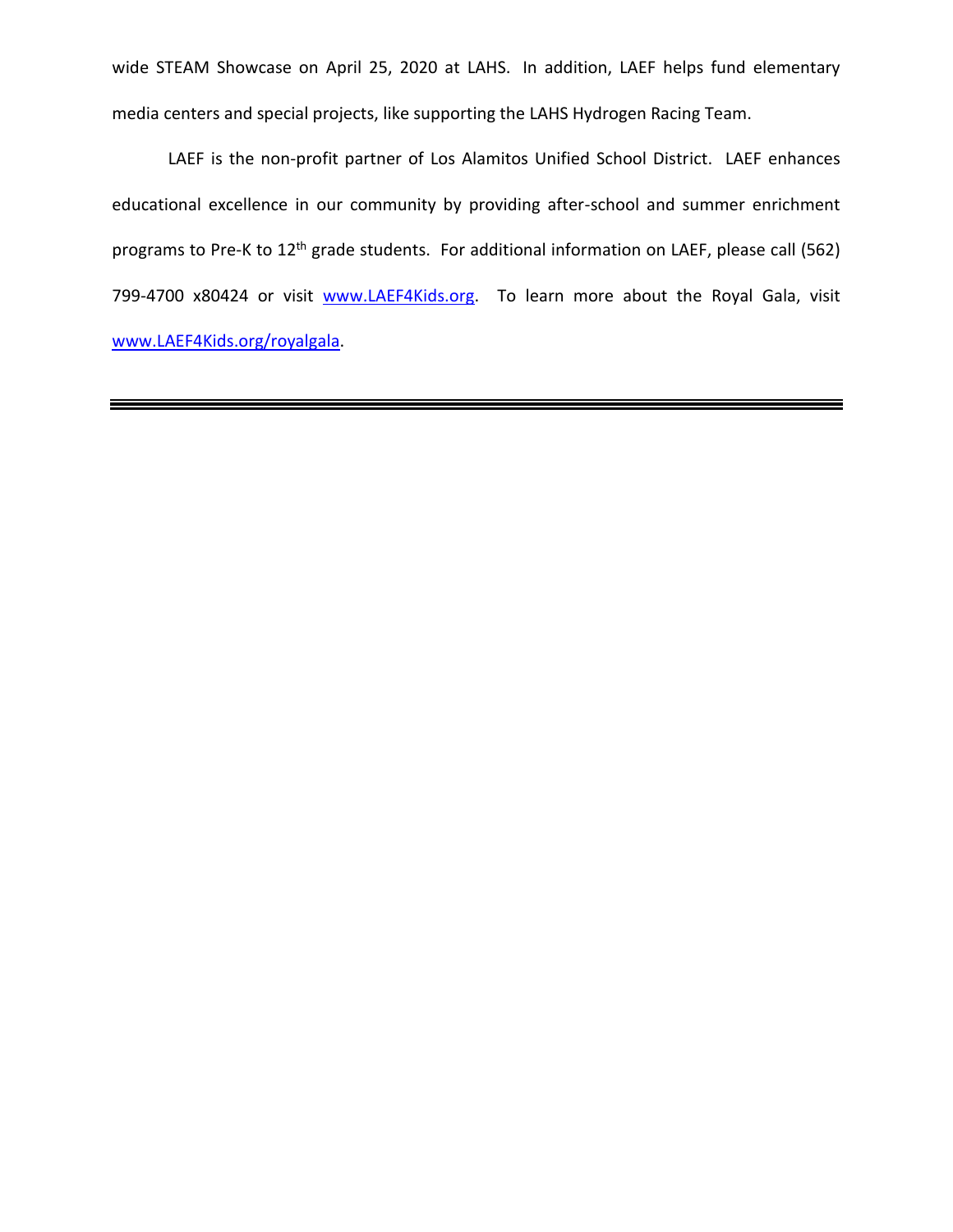wide STEAM Showcase on April 25, 2020 at LAHS. In addition, LAEF helps fund elementary media centers and special projects, like supporting the LAHS Hydrogen Racing Team.

LAEF is the non-profit partner of Los Alamitos Unified School District. LAEF enhances educational excellence in our community by providing after-school and summer enrichment programs to Pre-K to 12th grade students. For additional information on LAEF, please call (562) 799-4700 x80424 or visit www.LAEF4Kids.org. To learn more about the Royal Gala, visit www.LAEF4Kids.org/royalgala.

---